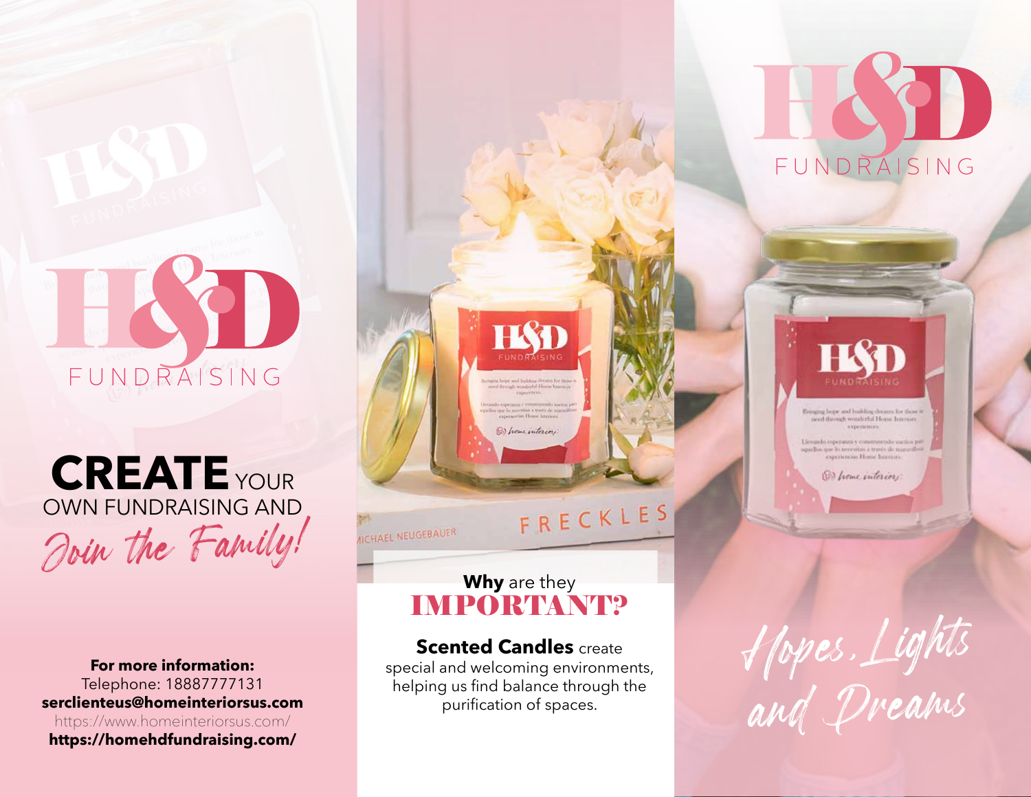# H&D FUNDRAISING

**CREATE** YOUR OWN FUNDRAISING AND

*Join the Family!*

**For more information:**
Telephone: 18887777131
**serclienteus@homeinteriorsus.com**
https://www.homeinteriorsus.com/
**https://homehdfundraising.com/**

**Why** are they
## IMPORTANT?

**Scented Candles** create special and welcoming environments, helping us find balance through the purification of spaces.

# H&D FUNDRAISING

*Hopes, Lights and Dreams*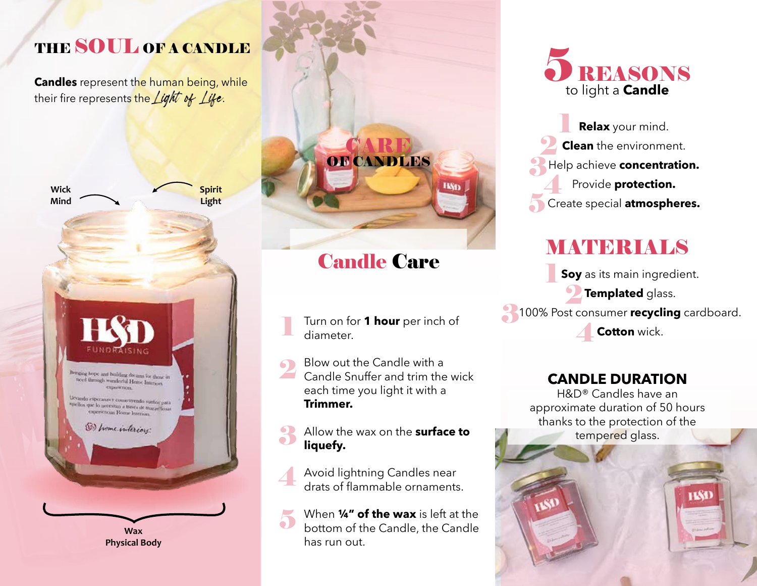# THE SOUL OF A CANDLE

**Candles** represent the human being, while their fire represents the *Light of Life*.

Wick
Mind

Spirit
Light

Wax
Physical Body

## CARE OF CANDLES

## Candle Care

1. Turn on for **1 hour** per inch of diameter.
2. Blow out the Candle with a Candle Snuffer and trim the wick each time you light it with a **Trimmer.**
3. Allow the wax on the **surface to liquefy.**
4. Avoid lightning Candles near drats of flammable ornaments.
5. When **¼" of the wax** is left at the bottom of the Candle, the Candle has run out.

## 5 REASONS to light a **Candle**

1. **Relax** your mind.
2. **Clean** the environment.
3. Help achieve **concentration.**
4. Provide **protection.**
5. Create special **atmospheres.**

## MATERIALS

1. **Soy** as its main ingredient.
2. **Templated** glass.
3. 100% Post consumer **recycling** cardboard.
4. **Cotton** wick.

## CANDLE DURATION

H&D® Candles have an approximate duration of 50 hours thanks to the protection of the tempered glass.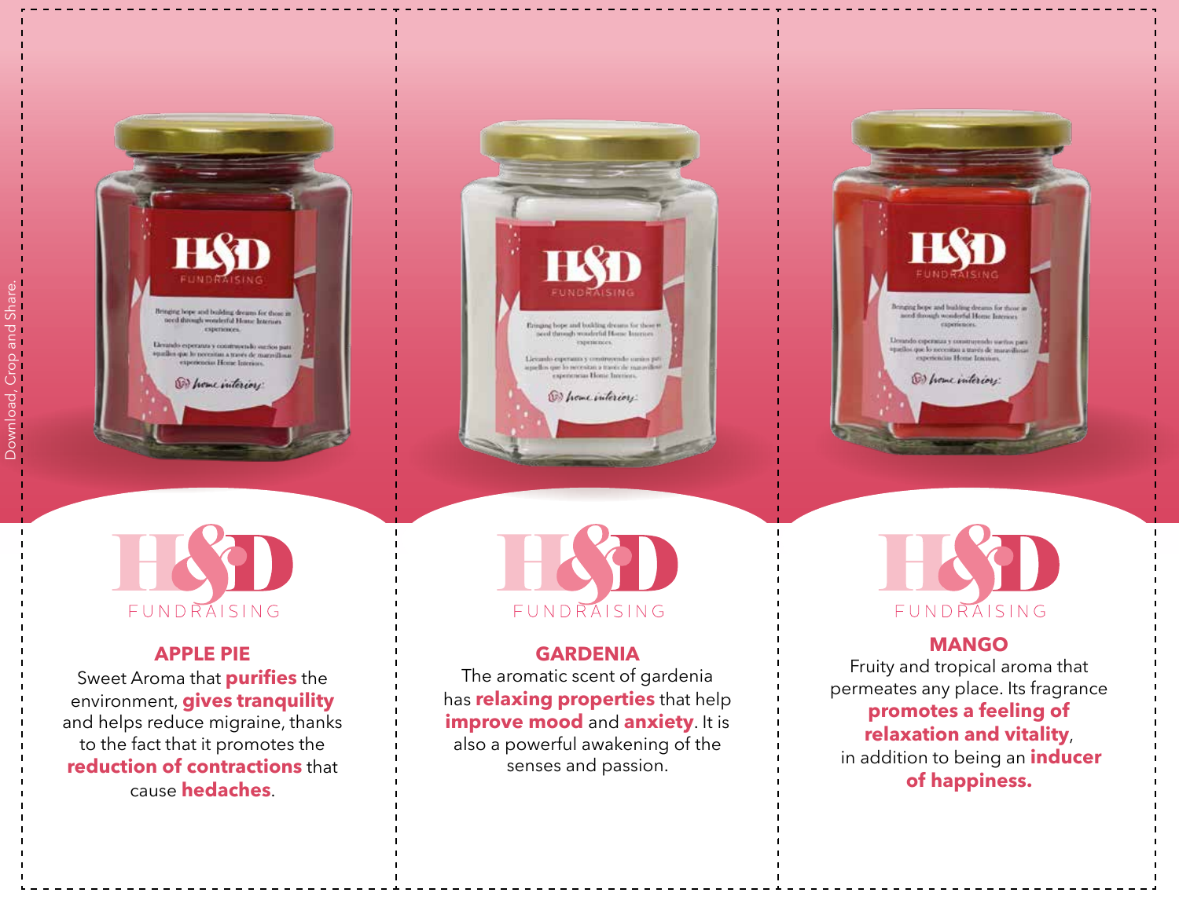Download, Crop and Share.

H&D FUNDRAISING

## APPLE PIE

Sweet Aroma that **purifies** the environment, **gives tranquility** and helps reduce migraine, thanks to the fact that it promotes the **reduction of contractions** that cause **hedaches**.

H&D FUNDRAISING

## GARDENIA

The aromatic scent of gardenia has **relaxing properties** that help **improve mood** and **anxiety**. It is also a powerful awakening of the senses and passion.

H&D FUNDRAISING

## MANGO

Fruity and tropical aroma that permeates any place. Its fragrance **promotes a feeling of relaxation and vitality**, in addition to being an **inducer of happiness.**